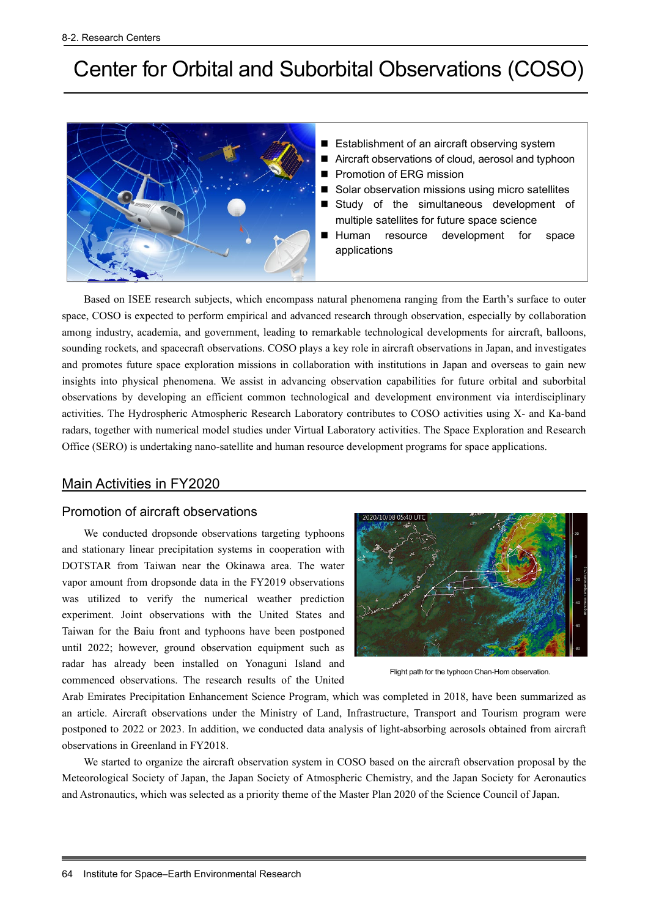# Center for Orbital and Suborbital Observations (COSO)

- Establishment of an aircraft observing system
- Aircraft observations of cloud, aerosol and typhoon
- Promotion of ERG mission
- Solar observation missions using micro satellites
- Study of the simultaneous development of multiple satellites for future space science
- Human resource development for space applications

Based on ISEE research subjects, which encompass natural phenomena ranging from the Earth's surface to outer space, COSO is expected to perform empirical and advanced research through observation, especially by collaboration among industry, academia, and government, leading to remarkable technological developments for aircraft, balloons, sounding rockets, and spacecraft observations. COSO plays a key role in aircraft observations in Japan, and investigates and promotes future space exploration missions in collaboration with institutions in Japan and overseas to gain new insights into physical phenomena. We assist in advancing observation capabilities for future orbital and suborbital observations by developing an efficient common technological and development environment via interdisciplinary activities. The Hydrospheric Atmospheric Research Laboratory contributes to COSO activities using X- and Ka-band radars, together with numerical model studies under Virtual Laboratory activities. The Space Exploration and Research Office (SERO) is undertaking nano-satellite and human resource development programs for space applications.

## Main Activities in FY2020

### Promotion of aircraft observations

We conducted dropsonde observations targeting typhoons and stationary linear precipitation systems in cooperation with DOTSTAR from Taiwan near the Okinawa area. The water vapor amount from dropsonde data in the FY2019 observations was utilized to verify the numerical weather prediction experiment. Joint observations with the United States and Taiwan for the Baiu front and typhoons have been postponed until 2022; however, ground observation equipment such as radar has already been installed on Yonaguni Island and commenced observations. The research results of the United Arab Emirates Precipitation Enhancement Science Program, which was completed in 2018, have been summarized as an article. Aircraft observations under the Ministry of Land, Infrastructure, Transport and Tourism program were postponed to 2022 or 2023. In addition, we conducted data analysis of light-absorbing aerosols obtained from aircraft observations in Greenland in FY2018.

Flight path for the typhoon Chan-Hom observation.

We started to organize the aircraft observation system in COSO based on the aircraft observation proposal by the Meteorological Society of Japan, the Japan Society of Atmospheric Chemistry, and the Japan Society for Aeronautics and Astronautics, which was selected as a priority theme of the Master Plan 2020 of the Science Council of Japan.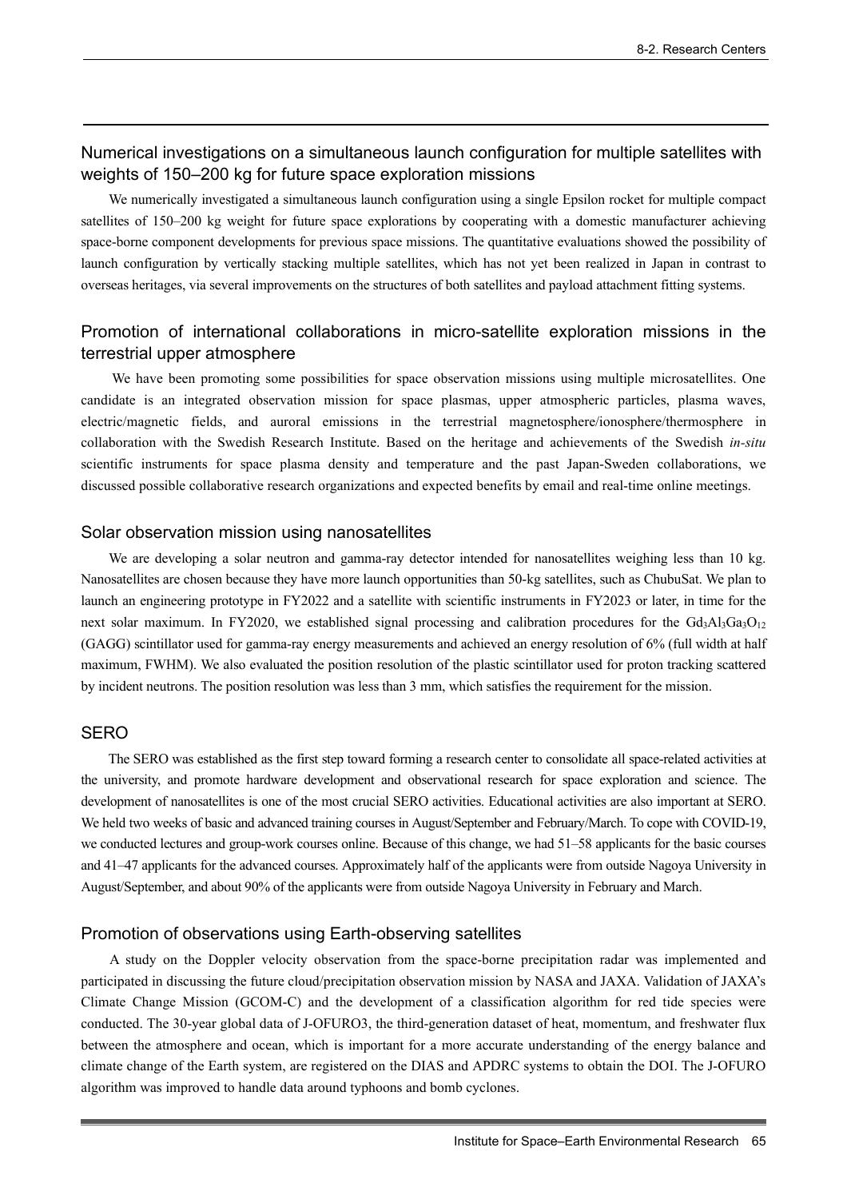## Numerical investigations on a simultaneous launch configuration for multiple satellites with weights of 150–200 kg for future space exploration missions

We numerically investigated a simultaneous launch configuration using a single Epsilon rocket for multiple compact satellites of 150–200 kg weight for future space explorations by cooperating with a domestic manufacturer achieving space-borne component developments for previous space missions. The quantitative evaluations showed the possibility of launch configuration by vertically stacking multiple satellites, which has not yet been realized in Japan in contrast to overseas heritages, via several improvements on the structures of both satellites and payload attachment fitting systems.

## Promotion of international collaborations in micro-satellite exploration missions in the terrestrial upper atmosphere

We have been promoting some possibilities for space observation missions using multiple microsatellites. One candidate is an integrated observation mission for space plasmas, upper atmospheric particles, plasma waves, electric/magnetic fields, and auroral emissions in the terrestrial magnetosphere/ionosphere/thermosphere in collaboration with the Swedish Research Institute. Based on the heritage and achievements of the Swedish *in-situ* scientific instruments for space plasma density and temperature and the past Japan-Sweden collaborations, we discussed possible collaborative research organizations and expected benefits by email and real-time online meetings.

## Solar observation mission using nanosatellites

We are developing a solar neutron and gamma-ray detector intended for nanosatellites weighing less than 10 kg. Nanosatellites are chosen because they have more launch opportunities than 50-kg satellites, such as ChubuSat. We plan to launch an engineering prototype in FY2022 and a satellite with scientific instruments in FY2023 or later, in time for the next solar maximum. In FY2020, we established signal processing and calibration procedures for the $Gd_3Al_3Ga_3O_{12}$ (GAGG) scintillator used for gamma-ray energy measurements and achieved an energy resolution of 6% (full width at half maximum, FWHM). We also evaluated the position resolution of the plastic scintillator used for proton tracking scattered by incident neutrons. The position resolution was less than 3 mm, which satisfies the requirement for the mission.

## SERO

The SERO was established as the first step toward forming a research center to consolidate all space-related activities at the university, and promote hardware development and observational research for space exploration and science. The development of nanosatellites is one of the most crucial SERO activities. Educational activities are also important at SERO. We held two weeks of basic and advanced training courses in August/September and February/March. To cope with COVID-19, we conducted lectures and group-work courses online. Because of this change, we had 51–58 applicants for the basic courses and 41–47 applicants for the advanced courses. Approximately half of the applicants were from outside Nagoya University in August/September, and about 90% of the applicants were from outside Nagoya University in February and March.

## Promotion of observations using Earth-observing satellites

A study on the Doppler velocity observation from the space-borne precipitation radar was implemented and participated in discussing the future cloud/precipitation observation mission by NASA and JAXA. Validation of JAXA's Climate Change Mission (GCOM-C) and the development of a classification algorithm for red tide species were conducted. The 30-year global data of J-OFURO3, the third-generation dataset of heat, momentum, and freshwater flux between the atmosphere and ocean, which is important for a more accurate understanding of the energy balance and climate change of the Earth system, are registered on the DIAS and APDRC systems to obtain the DOI. The J-OFURO algorithm was improved to handle data around typhoons and bomb cyclones.